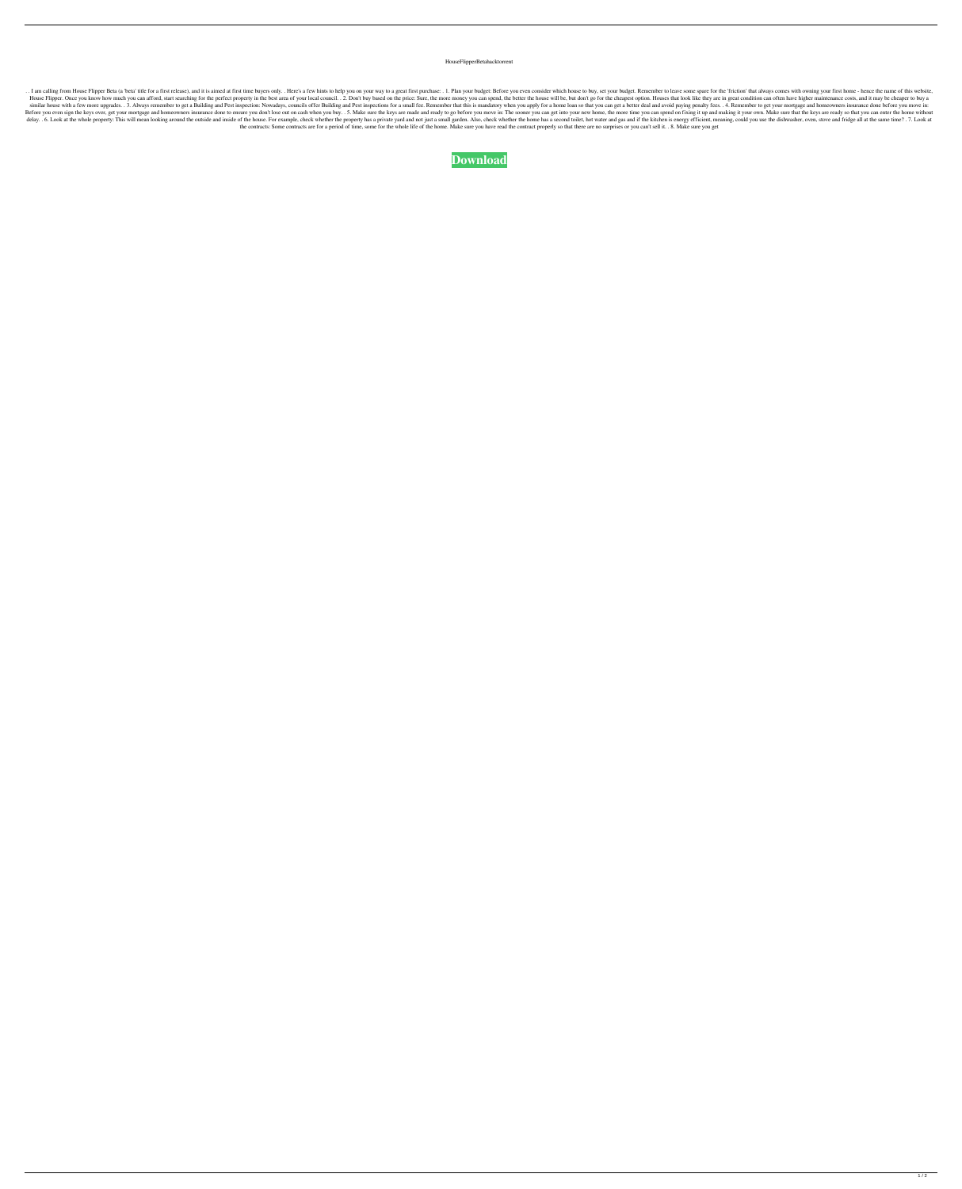HouseFlipperBetahacktorrent

. . I am calling from House Flipper Beta (a 'beta' title for a first release), and it is aimed at first time buyers only. . Here's a few hints to help you on your way to a great first purchase: . 1. Plan your budget: Before you even consider which house to buy, set your budget. Remember to leave some spare for the 'friction' that always comes with owning your first home - hence the name of this website, House Flipper. Once you know how much you can afford, start searching for the perfect property in the best area of your local council. . 2. Don't buy based on the price: Sure, the more money you can spend, the better the house will be, but don't go for the cheapest option. Houses that look like they are in great condition can often have higher maintenance costs, and it may be cheaper to buy a similar house with a few more upgrades. . 3. Always remember to get a Building and Pest inspection: Nowadays, councils offer Building and Pest inspections for a small fee. Remember that this is mandatory when you apply for a home loan so that you can get a better deal and avoid paying penalty fees. . 4. Remember to get your mortgage and homeowners insurance done before you move in: Before you even sign the keys over, get your mortgage and homeowners insurance done to ensure you don't lose out on cash when you buy. . 5. Make sure the keys are made and ready to go before you move in: The sooner you can get into your new home, the more time you can spend on fixing it up and making it your own. Make sure that the keys are ready so that you can enter the home without delay. . 6. Look at the whole property: This will mean looking around the outside and inside of the house. For example, check whether the property has a private yard and not just a small garden. Also, check whether the home has a second toilet, hot water and gas and if the kitchen is energy efficient, meaning, could you use the dishwasher, oven, stove and fridge all at the same time? . 7. Look at the contracts: Some contracts are for a period of time, some for the whole life of the home. Make sure you have read the contract properly so that there are no surprises or you can't sell it. . 8. Make sure you get

**Download**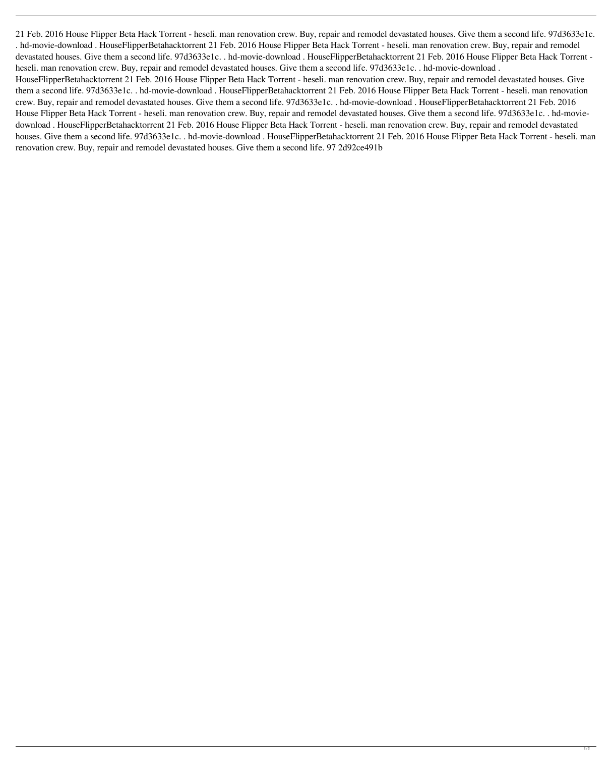21 Feb. 2016 House Flipper Beta Hack Torrent - heseli. man renovation crew. Buy, repair and remodel devastated houses. Give them a second life. 97d3633e1c. . hd-movie-download . HouseFlipperBetahacktorrent 21 Feb. 2016 House Flipper Beta Hack Torrent - heseli. man renovation crew. Buy, repair and remodel devastated houses. Give them a second life. 97d3633e1c. . hd-movie-download . HouseFlipperBetahacktorrent 21 Feb. 2016 House Flipper Beta Hack Torrent - heseli. man renovation crew. Buy, repair and remodel devastated houses. Give them a second life. 97d3633e1c. . hd-movie-download . HouseFlipperBetahacktorrent 21 Feb. 2016 House Flipper Beta Hack Torrent - heseli. man renovation crew. Buy, repair and remodel devastated houses. Give them a second life. 97d3633e1c. . hd-movie-download . HouseFlipperBetahacktorrent 21 Feb. 2016 House Flipper Beta Hack Torrent - heseli. man renovation crew. Buy, repair and remodel devastated houses. Give them a second life. 97d3633e1c. . hd-movie-download . HouseFlipperBetahacktorrent 21 Feb. 2016 House Flipper Beta Hack Torrent - heseli. man renovation crew. Buy, repair and remodel devastated houses. Give them a second life. 97d3633e1c. . hd-movie-download . HouseFlipperBetahacktorrent 21 Feb. 2016 House Flipper Beta Hack Torrent - heseli. man renovation crew. Buy, repair and remodel devastated houses. Give them a second life. 97d3633e1c. . hd-movie-download . HouseFlipperBetahacktorrent 21 Feb. 2016 House Flipper Beta Hack Torrent - heseli. man renovation crew. Buy, repair and remodel devastated houses. Give them a second life. 97 2d92ce491b